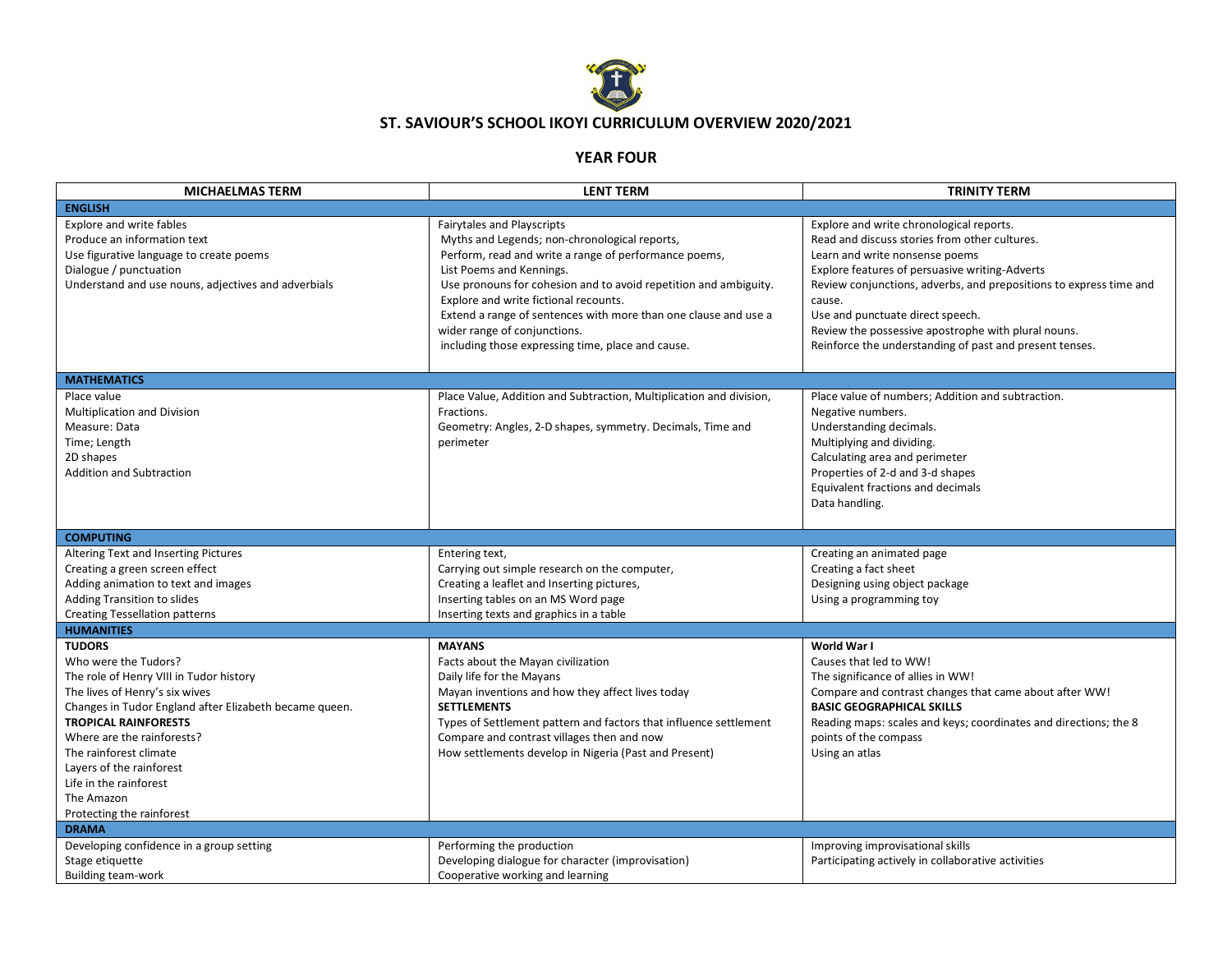# ST. SAVIOUR'S SCHOOL IKOYI CURRICULUM OVERVIEW 2020/2021

## YEAR FOUR

| MICHAELMAS TERM | LENT TERM | TRINITY TERM |
|---|---|---|
| **ENGLISH** | | |
| Explore and write fables<br>Produce an information text<br>Use figurative language to create poems<br>Dialogue / punctuation<br>Understand and use nouns, adjectives and adverbials | Fairytales and Playscripts<br>Myths and Legends; non-chronological reports,<br>Perform, read and write a range of performance poems,<br>List Poems and Kennings.<br>Use pronouns for cohesion and to avoid repetition and ambiguity.<br>Explore and write fictional recounts.<br>Extend a range of sentences with more than one clause and use a wider range of conjunctions.<br>including those expressing time, place and cause. | Explore and write chronological reports.<br>Read and discuss stories from other cultures.<br>Learn and write nonsense poems<br>Explore features of persuasive writing-Adverts<br>Review conjunctions, adverbs, and prepositions to express time and cause.<br>Use and punctuate direct speech.<br>Review the possessive apostrophe with plural nouns.<br>Reinforce the understanding of past and present tenses. |
| **MATHEMATICS** | | |
| Place value<br>Multiplication and Division<br>Measure: Data<br>Time; Length<br>2D shapes<br>Addition and Subtraction | Place Value, Addition and Subtraction, Multiplication and division, Fractions.<br>Geometry: Angles, 2-D shapes, symmetry. Decimals, Time and perimeter | Place value of numbers; Addition and subtraction.<br>Negative numbers.<br>Understanding decimals.<br>Multiplying and dividing.<br>Calculating area and perimeter<br>Properties of 2-d and 3-d shapes<br>Equivalent fractions and decimals<br>Data handling. |
| **COMPUTING** | | |
| Altering Text and Inserting Pictures<br>Creating a green screen effect<br>Adding animation to text and images<br>Adding Transition to slides<br>Creating Tessellation patterns | Entering text,<br>Carrying out simple research on the computer,<br>Creating a leaflet and Inserting pictures,<br>Inserting tables on an MS Word page<br>Inserting texts and graphics in a table | Creating an animated page<br>Creating a fact sheet<br>Designing using object package<br>Using a programming toy |
| **HUMANITIES** | | |
| **TUDORS**<br>Who were the Tudors?<br>The role of Henry VIII in Tudor history<br>The lives of Henry's six wives<br>Changes in Tudor England after Elizabeth became queen.<br>**TROPICAL RAINFORESTS**<br>Where are the rainforests?<br>The rainforest climate<br>Layers of the rainforest<br>Life in the rainforest<br>The Amazon<br>Protecting the rainforest | **MAYANS**<br>Facts about the Mayan civilization<br>Daily life for the Mayans<br>Mayan inventions and how they affect lives today<br>**SETTLEMENTS**<br>Types of Settlement pattern and factors that influence settlement<br>Compare and contrast villages then and now<br>How settlements develop in Nigeria (Past and Present) | **World War I**<br>Causes that led to WW!<br>The significance of allies in WW!<br>Compare and contrast changes that came about after WW!<br>**BASIC GEOGRAPHICAL SKILLS**<br>Reading maps: scales and keys; coordinates and directions; the 8 points of the compass<br>Using an atlas |
| **DRAMA** | | |
| Developing confidence in a group setting<br>Stage etiquette<br>Building team-work | Performing the production<br>Developing dialogue for character (improvisation)<br>Cooperative working and learning | Improving improvisational skills<br>Participating actively in collaborative activities |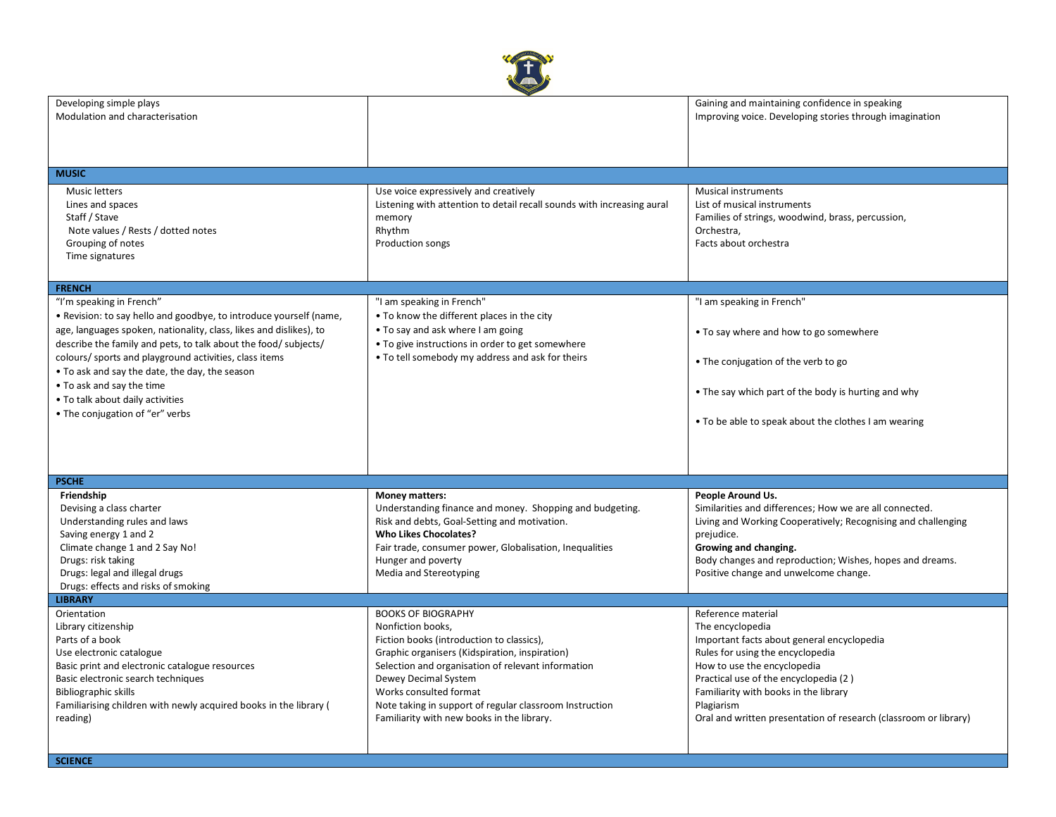| | | |
|---|---|---|
| Developing simple plays<br>Modulation and characterisation | | Gaining and maintaining confidence in speaking<br>Improving voice. Developing stories through imagination |
| **MUSIC** | | |
| Music letters<br>Lines and spaces<br>Staff / Stave<br>Note values / Rests / dotted notes<br>Grouping of notes<br>Time signatures | Use voice expressively and creatively<br>Listening with attention to detail recall sounds with increasing aural memory<br>Rhythm<br>Production songs | Musical instruments<br>List of musical instruments<br>Families of strings, woodwind, brass, percussion,<br>Orchestra,<br>Facts about orchestra |
| **FRENCH** | | |
| "I'm speaking in French"<br>• Revision: to say hello and goodbye, to introduce yourself (name, age, languages spoken, nationality, class, likes and dislikes), to describe the family and pets, to talk about the food/ subjects/ colours/ sports and playground activities, class items<br>• To ask and say the date, the day, the season<br>• To ask and say the time<br>• To talk about daily activities<br>• The conjugation of "er" verbs | "I am speaking in French"<br>• To know the different places in the city<br>• To say and ask where I am going<br>• To give instructions in order to get somewhere<br>• To tell somebody my address and ask for theirs | "I am speaking in French"<br>• To say where and how to go somewhere<br>• The conjugation of the verb to go<br>• The say which part of the body is hurting and why<br>• To be able to speak about the clothes I am wearing |
| **PSCHE** | | |
| **Friendship**<br>Devising a class charter<br>Understanding rules and laws<br>Saving energy 1 and 2<br>Climate change 1 and 2 Say No!<br>Drugs: risk taking<br>Drugs: legal and illegal drugs<br>Drugs: effects and risks of smoking | **Money matters:**<br>Understanding finance and money. Shopping and budgeting.<br>Risk and debts, Goal-Setting and motivation.<br>**Who Likes Chocolates?**<br>Fair trade, consumer power, Globalisation, Inequalities<br>Hunger and poverty<br>Media and Stereotyping | **People Around Us.**<br>Similarities and differences; How we are all connected.<br>Living and Working Cooperatively; Recognising and challenging prejudice.<br>**Growing and changing.**<br>Body changes and reproduction; Wishes, hopes and dreams.<br>Positive change and unwelcome change. |
| **LIBRARY** | | |
| Orientation<br>Library citizenship<br>Parts of a book<br>Use electronic catalogue<br>Basic print and electronic catalogue resources<br>Basic electronic search techniques<br>Bibliographic skills<br>Familiarising children with newly acquired books in the library ( reading) | BOOKS OF BIOGRAPHY<br>Nonfiction books,<br>Fiction books (introduction to classics),<br>Graphic organisers (Kidspiration, inspiration)<br>Selection and organisation of relevant information<br>Dewey Decimal System<br>Works consulted format<br>Note taking in support of regular classroom Instruction<br>Familiarity with new books in the library. | Reference material<br>The encyclopedia<br>Important facts about general encyclopedia<br>Rules for using the encyclopedia<br>How to use the encyclopedia<br>Practical use of the encyclopedia (2 )<br>Familiarity with books in the library<br>Plagiarism<br>Oral and written presentation of research (classroom or library) |
| **SCIENCE** | | |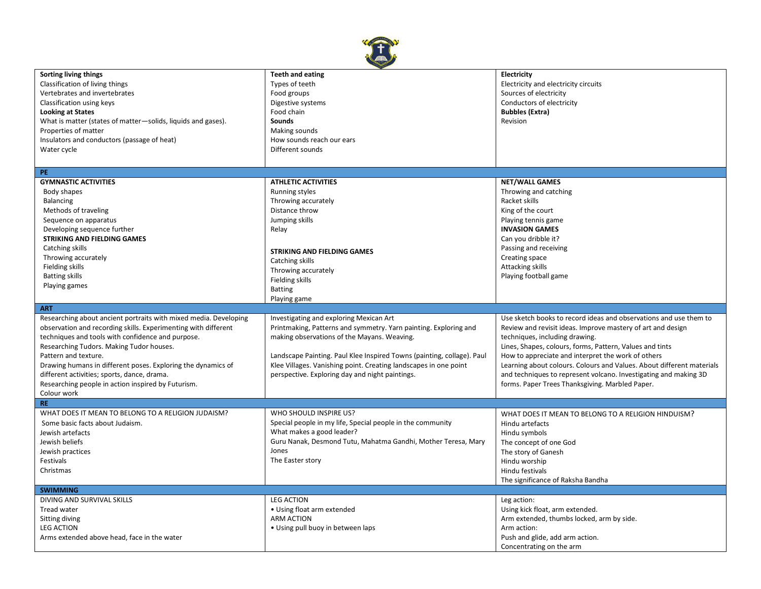| | | |
|---|---|---|
| **Sorting living things**<br>Classification of living things<br>Vertebrates and invertebrates<br>Classification using keys<br>**Looking at States**<br>What is matter (states of matter—solids, liquids and gases).<br>Properties of matter<br>Insulators and conductors (passage of heat)<br>Water cycle | **Teeth and eating**<br>Types of teeth<br>Food groups<br>Digestive systems<br>Food chain<br>**Sounds**<br>Making sounds<br>How sounds reach our ears<br>Different sounds | **Electricity**<br>Electricity and electricity circuits<br>Sources of electricity<br>Conductors of electricity<br>**Bubbles (Extra)**<br>Revision |
| **PE** | | |
| **GYMNASTIC ACTIVITIES**<br>Body shapes<br>Balancing<br>Methods of traveling<br>Sequence on apparatus<br>Developing sequence further<br>**STRIKING AND FIELDING GAMES**<br>Catching skills<br>Throwing accurately<br>Fielding skills<br>Batting skills<br>Playing games | **ATHLETIC ACTIVITIES**<br>Running styles<br>Throwing accurately<br>Distance throw<br>Jumping skills<br>Relay<br><br>**STRIKING AND FIELDING GAMES**<br>Catching skills<br>Throwing accurately<br>Fielding skills<br>Batting<br>Playing game | **NET/WALL GAMES**<br>Throwing and catching<br>Racket skills<br>King of the court<br>Playing tennis game<br>**INVASION GAMES**<br>Can you dribble it?<br>Passing and receiving<br>Creating space<br>Attacking skills<br>Playing football game |
| **ART** | | |
| Researching about ancient portraits with mixed media. Developing observation and recording skills. Experimenting with different techniques and tools with confidence and purpose.<br>Researching Tudors. Making Tudor houses.<br>Pattern and texture.<br>Drawing humans in different poses. Exploring the dynamics of different activities; sports, dance, drama.<br>Researching people in action inspired by Futurism.<br>Colour work | Investigating and exploring Mexican Art<br>Printmaking, Patterns and symmetry. Yarn painting. Exploring and making observations of the Mayans. Weaving.<br><br>Landscape Painting. Paul Klee Inspired Towns (painting, collage). Paul Klee Villages. Vanishing point. Creating landscapes in one point perspective. Exploring day and night paintings. | Use sketch books to record ideas and observations and use them to Review and revisit ideas. Improve mastery of art and design techniques, including drawing.<br>Lines, Shapes, colours, forms, Pattern, Values and tints<br>How to appreciate and interpret the work of others<br>Learning about colours. Colours and Values. About different materials and techniques to represent volcano. Investigating and making 3D forms. Paper Trees Thanksgiving. Marbled Paper. |
| **RE** | | |
| WHAT DOES IT MEAN TO BELONG TO A RELIGION JUDAISM?<br>Some basic facts about Judaism.<br>Jewish artefacts<br>Jewish beliefs<br>Jewish practices<br>Festivals<br>Christmas | WHO SHOULD INSPIRE US?<br>Special people in my life, Special people in the community<br>What makes a good leader?<br>Guru Nanak, Desmond Tutu, Mahatma Gandhi, Mother Teresa, Mary Jones<br>The Easter story | WHAT DOES IT MEAN TO BELONG TO A RELIGION HINDUISM?<br>Hindu artefacts<br>Hindu symbols<br>The concept of one God<br>The story of Ganesh<br>Hindu worship<br>Hindu festivals<br>The significance of Raksha Bandha |
| **SWIMMING** | | |
| DIVING AND SURVIVAL SKILLS<br>Tread water<br>Sitting diving<br>LEG ACTION<br>Arms extended above head, face in the water | LEG ACTION<br>• Using float arm extended<br>ARM ACTION<br>• Using pull buoy in between laps | Leg action:<br>Using kick float, arm extended.<br>Arm extended, thumbs locked, arm by side.<br>Arm action:<br>Push and glide, add arm action.<br>Concentrating on the arm |